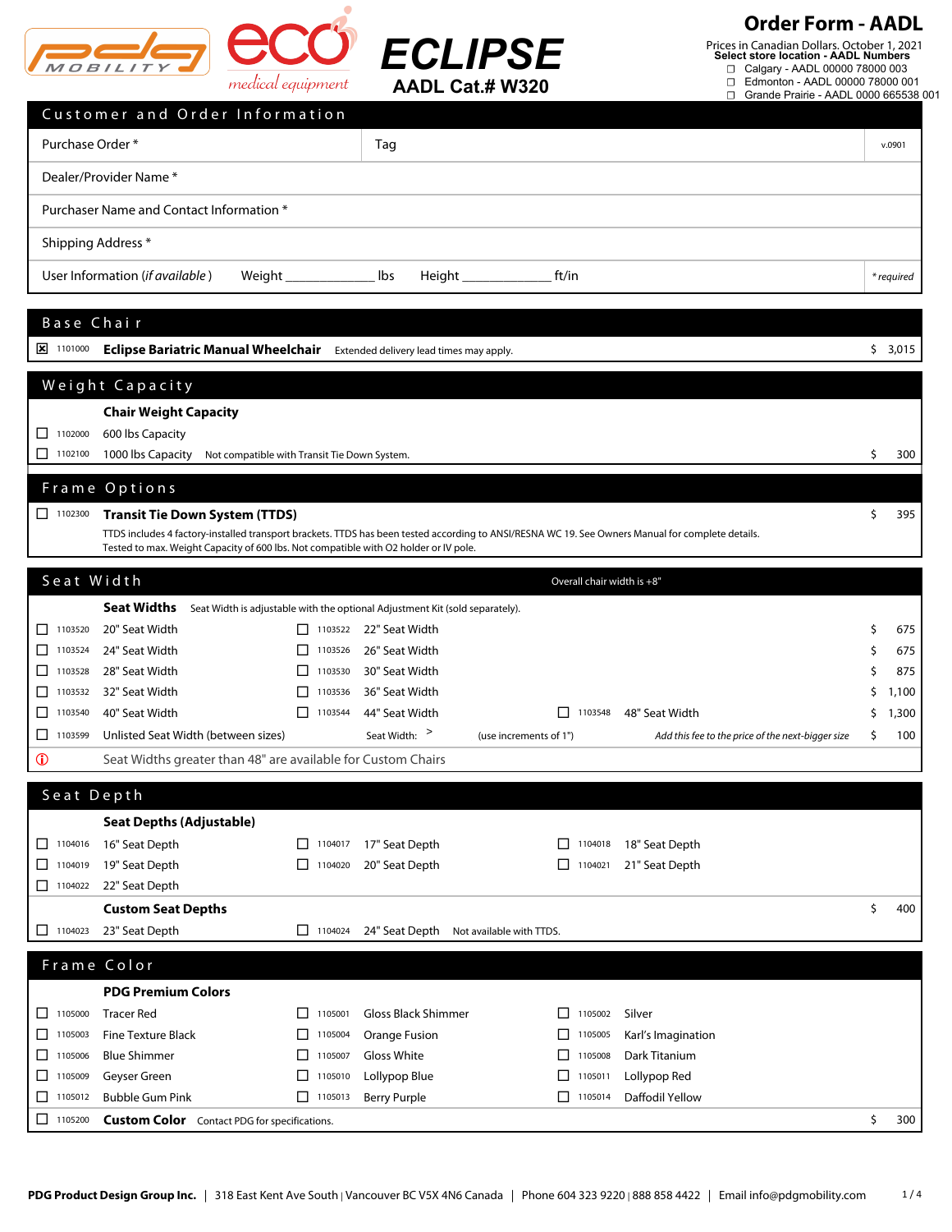# Order Form - AADL

**ECLIPSE**
**AADL Cat.# W320**

Prices in Canadian Dollars, October 1, 2021
**Select store location - AADL Numbers**

- ☐ Calgary - AADL 00000 78000 003
- ☐ Edmonton - AADL 00000 78000 001
- ☐ Grande Prairie - AADL 0000 665538 001

## Customer and Order Information

| | | |
|---|---|---|
| Purchase Order * | Tag | v.0901 |
| Dealer/Provider Name * | | |
| Purchaser Name and Contact Information * | | |
| Shipping Address * | | |
| User Information (*if available*) Weight ____________ lbs Height ____________ ft/in | | * required |

## Base Chair

| | Code | Item | Notes | Price |
|---|---|---|---|---|
| ☒ | 1101000 | **Eclipse Bariatric Manual Wheelchair** | Extended delivery lead times may apply. | $ 3,015 |

## Weight Capacity

**Chair Weight Capacity**

| | Code | Item | Notes | Price |
|---|---|---|---|---|
| ☐ | 1102000 | 600 lbs Capacity | | |
| ☐ | 1102100 | 1000 lbs Capacity | Not compatible with Transit Tie Down System. | $ 300 |

## Frame Options

| | Code | Item | Price |
|---|---|---|---|
| ☐ | 1102300 | **Transit Tie Down System (TTDS)** | $ 395 |

TTDS includes 4 factory-installed transport brackets. TTDS has been tested according to ANSI/RESNA WC 19. See Owners Manual for complete details. Tested to max. Weight Capacity of 600 lbs. Not compatible with O2 holder or IV pole.

## Seat Width

Overall chair width is +8"

**Seat Widths** Seat Width is adjustable with the optional Adjustment Kit (sold separately).

| | Code | Item | | Code | Item | | Code | Item | Price |
|---|---|---|---|---|---|---|---|---|---|
| ☐ | 1103520 | 20" Seat Width | ☐ | 1103522 | 22" Seat Width | | | | $ 675 |
| ☐ | 1103524 | 24" Seat Width | ☐ | 1103526 | 26" Seat Width | | | | $ 675 |
| ☐ | 1103528 | 28" Seat Width | ☐ | 1103530 | 30" Seat Width | | | | $ 875 |
| ☐ | 1103532 | 32" Seat Width | ☐ | 1103536 | 36" Seat Width | | | | $ 1,100 |
| ☐ | 1103540 | 40" Seat Width | ☐ | 1103544 | 44" Seat Width | ☐ | 1103548 | 48" Seat Width | $ 1,300 |
| ☐ | 1103599 | Unlisted Seat Width (between sizes) | | | Seat Width: > | | | (use increments of 1") *Add this fee to the price of the next-bigger size* | $ 100 |

ⓘ Seat Widths greater than 48" are available for Custom Chairs

## Seat Depth

**Seat Depths (Adjustable)**

| | Code | Item | | Code | Item | | Code | Item |
|---|---|---|---|---|---|---|---|---|
| ☐ | 1104016 | 16" Seat Depth | ☐ | 1104017 | 17" Seat Depth | ☐ | 1104018 | 18" Seat Depth |
| ☐ | 1104019 | 19" Seat Depth | ☐ | 1104020 | 20" Seat Depth | ☐ | 1104021 | 21" Seat Depth |
| ☐ | 1104022 | 22" Seat Depth | | | | | | |

**Custom Seat Depths** — $ 400

| | Code | Item | | Code | Item | Notes |
|---|---|---|---|---|---|---|
| ☐ | 1104023 | 23" Seat Depth | ☐ | 1104024 | 24" Seat Depth | Not available with TTDS. |

## Frame Color

**PDG Premium Colors**

| | Code | Item | | Code | Item | | Code | Item |
|---|---|---|---|---|---|---|---|---|
| ☐ | 1105000 | Tracer Red | ☐ | 1105001 | Gloss Black Shimmer | ☐ | 1105002 | Silver |
| ☐ | 1105003 | Fine Texture Black | ☐ | 1105004 | Orange Fusion | ☐ | 1105005 | Karl's Imagination |
| ☐ | 1105006 | Blue Shimmer | ☐ | 1105007 | Gloss White | ☐ | 1105008 | Dark Titanium |
| ☐ | 1105009 | Geyser Green | ☐ | 1105010 | Lollypop Blue | ☐ | 1105011 | Lollypop Red |
| ☐ | 1105012 | Bubble Gum Pink | ☐ | 1105013 | Berry Purple | ☐ | 1105014 | Daffodil Yellow |

| | Code | Item | Notes | Price |
|---|---|---|---|---|
| ☐ | 1105200 | **Custom Color** | Contact PDG for specifications. | $ 300 |

**PDG Product Design Group Inc.** | 318 East Kent Ave South | Vancouver BC V5X 4N6 Canada | Phone 604 323 9220 | 888 858 4422 | Email info@pdgmobility.com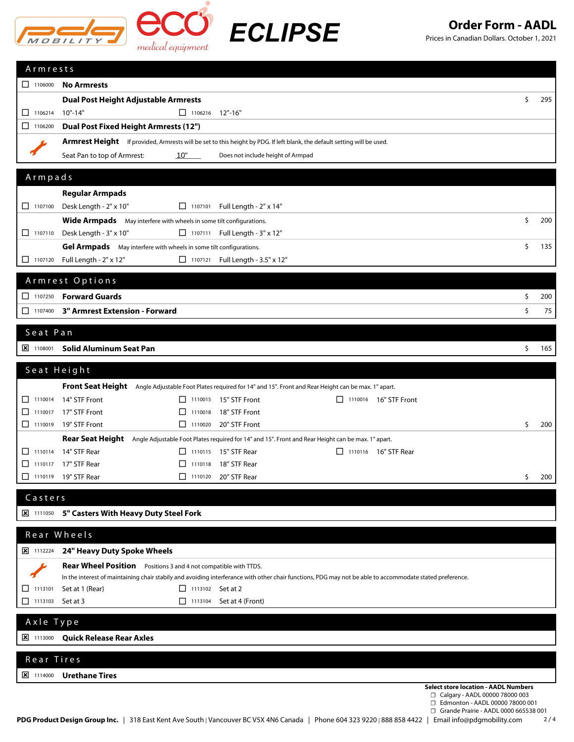# ECLIPSE

## Order Form - AADL

Prices in Canadian Dollars. October 1, 2021

## Armrests

| | Code | Item | | | Price |
|---|---|---|---|---|---|
| ☐ | 1106000 | **No Armrests** | | | |
| | | **Dual Post Height Adjustable Armrests** | | | $ 295 |
| ☐ | 1106214 | 10"-14" | ☐ 1106216 | 12"-16" | |
| ☐ | 1106200 | **Dual Post Fixed Height Armrests (12")** | | | |

**Armrest Height** If provided, Armrests will be set to this height by PDG. If left blank, the default setting will be used.

Seat Pan to top of Armrest: 10" Does not include height of Armpad

## Armpads

| | Code | Item | | | Price |
|---|---|---|---|---|---|
| | | **Regular Armpads** | | | |
| ☐ | 1107100 | Desk Length - 2" x 10" | ☐ 1107101 | Full Length - 2" x 14" | |
| | | **Wide Armpads** May interfere with wheels in some tilt configurations. | | | $ 200 |
| ☐ | 1107110 | Desk Length - 3" x 10" | ☐ 1107111 | Full Length - 3" x 12" | |
| | | **Gel Armpads** May interfere with wheels in some tilt configurations. | | | $ 135 |
| ☐ | 1107120 | Full Length - 2" x 12" | ☐ 1107121 | Full Length - 3.5" x 12" | |

## Armrest Options

| | Code | Item | Price |
|---|---|---|---|
| ☐ | 1107250 | **Forward Guards** | $ 200 |
| ☐ | 1107400 | **3" Armrest Extension - Forward** | $ 75 |

## Seat Pan

| | Code | Item | Price |
|---|---|---|---|
| ☒ | 1108001 | **Solid Aluminum Seat Pan** | $ 165 |

## Seat Height

**Front Seat Height** Angle Adjustable Foot Plates required for 14" and 15". Front and Rear Height can be max. 1" apart.

| | | | | | | Price |
|---|---|---|---|---|---|---|
| ☐ 1110014 | 14" STF Front | ☐ 1110015 | 15" STF Front | ☐ 1110016 | 16" STF Front | |
| ☐ 1110017 | 17" STF Front | ☐ 1110018 | 18" STF Front | | | |
| ☐ 1110019 | 19" STF Front | ☐ 1110020 | 20" STF Front | | | $ 200 |

**Rear Seat Height** Angle Adjustable Foot Plates required for 14" and 15". Front and Rear Height can be max. 1" apart.

| | | | | | | Price |
|---|---|---|---|---|---|---|
| ☐ 1110114 | 14" STF Rear | ☐ 1110115 | 15" STF Rear | ☐ 1110116 | 16" STF Rear | |
| ☐ 1110117 | 17" STF Rear | ☐ 1110118 | 18" STF Rear | | | |
| ☐ 1110119 | 19" STF Rear | ☐ 1110120 | 20" STF Rear | | | $ 200 |

## Casters

☒ 1111050 **5" Casters With Heavy Duty Steel Fork**

## Rear Wheels

☒ 1112224 **24" Heavy Duty Spoke Wheels**

**Rear Wheel Position** Positions 3 and 4 not compatible with TTDS.

In the interest of maintaining chair stability and avoiding interference with other chair functions, PDG may not be able to accommodate stated preference.

| | | | |
|---|---|---|---|
| ☐ 1113101 | Set at 1 (Rear) | ☐ 1113102 | Set at 2 |
| ☐ 1113103 | Set at 3 | ☐ 1113104 | Set at 4 (Front) |

## Axle Type

☒ 1113000 **Quick Release Rear Axles**

## Rear Tires

☒ 1114000 **Urethane Tires**

**Select store location - AADL Numbers**

- ☐ Calgary - AADL 00000 78000 003
- ☐ Edmonton - AADL 00000 78000 001
- ☐ Grande Prairie - AADL 0000 665538 001

**PDG Product Design Group Inc.** | 318 East Kent Ave South | Vancouver BC V5X 4N6 Canada | Phone 604 323 9220 | 888 858 4422 | Email info@pdgmobility.com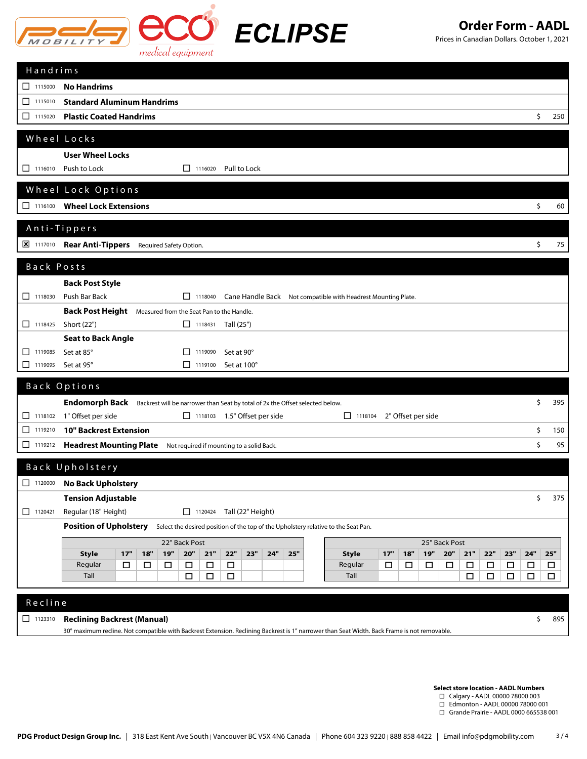# ECLIPSE

## Order Form - AADL

Prices in Canadian Dollars. October 1, 2021

## Handrims

- ☐ 1115000 **No Handrims**
- ☐ 1115010 **Standard Aluminum Handrims**
- ☐ 1115020 **Plastic Coated Handrims** — $ 250

## Wheel Locks

**User Wheel Locks**

- ☐ 1116010 Push to Lock
- ☐ 1116020 Pull to Lock

## Wheel Lock Options

- ☐ 1116100 **Wheel Lock Extensions** — $ 60

## Anti-Tippers

- ☒ 1117010 **Rear Anti-Tippers** Required Safety Option. — $ 75

## Back Posts

**Back Post Style**

- ☐ 1118030 Push Bar Back
- ☐ 1118040 Cane Handle Back Not compatible with Headrest Mounting Plate.

**Back Post Height** Measured from the Seat Pan to the Handle.

- ☐ 1118425 Short (22")
- ☐ 1118431 Tall (25")

**Seat to Back Angle**

- ☐ 1119085 Set at 85°
- ☐ 1119090 Set at 90°
- ☐ 1119095 Set at 95°
- ☐ 1119100 Set at 100°

## Back Options

**Endomorph Back** Backrest will be narrower than Seat by total of 2x the Offset selected below. — $ 395

- ☐ 1118102 1" Offset per side
- ☐ 1118103 1.5" Offset per side
- ☐ 1118104 2" Offset per side

- ☐ 1119210 **10" Backrest Extension** — $ 150
- ☐ 1119212 **Headrest Mounting Plate** Not required if mounting to a solid Back. — $ 95

## Back Upholstery

- ☐ 1120000 **No Back Upholstery**

**Tension Adjustable** — $ 375

- ☐ 1120421 Regular (18" Height)
- ☐ 1120424 Tall (22" Height)

**Position of Upholstery** Select the desired position of the top of the Upholstery relative to the Seat Pan.

| 22" Back Post | | | | | | | | | |
|---|---|---|---|---|---|---|---|---|---|
| **Style** | **17"** | **18"** | **19"** | **20"** | **21"** | **22"** | **23"** | **24"** | **25"** |
| Regular | ☐ | ☐ | ☐ | ☐ | ☐ | ☐ | | | |
| Tall | | | | ☐ | ☐ | ☐ | | | |

| 25" Back Post | | | | | | | | | |
|---|---|---|---|---|---|---|---|---|---|
| **Style** | **17"** | **18"** | **19"** | **20"** | **21"** | **22"** | **23"** | **24"** | **25"** |
| Regular | ☐ | ☐ | ☐ | ☐ | ☐ | ☐ | ☐ | ☐ | ☐ |
| Tall | | | | | ☐ | ☐ | ☐ | ☐ | ☐ |

## Recline

- ☐ 1123310 **Reclining Backrest (Manual)** — $ 895

30° maximum recline. Not compatible with Backrest Extension. Reclining Backrest is 1" narrower than Seat Width. Back Frame is not removable.

**Select store location - AADL Numbers**

- ☐ Calgary - AADL 00000 78000 003
- ☐ Edmonton - AADL 00000 78000 001
- ☐ Grande Prairie - AADL 0000 665538 001

**PDG Product Design Group Inc.** | 318 East Kent Ave South | Vancouver BC V5X 4N6 Canada | Phone 604 323 9220 | 888 858 4422 | Email info@pdgmobility.com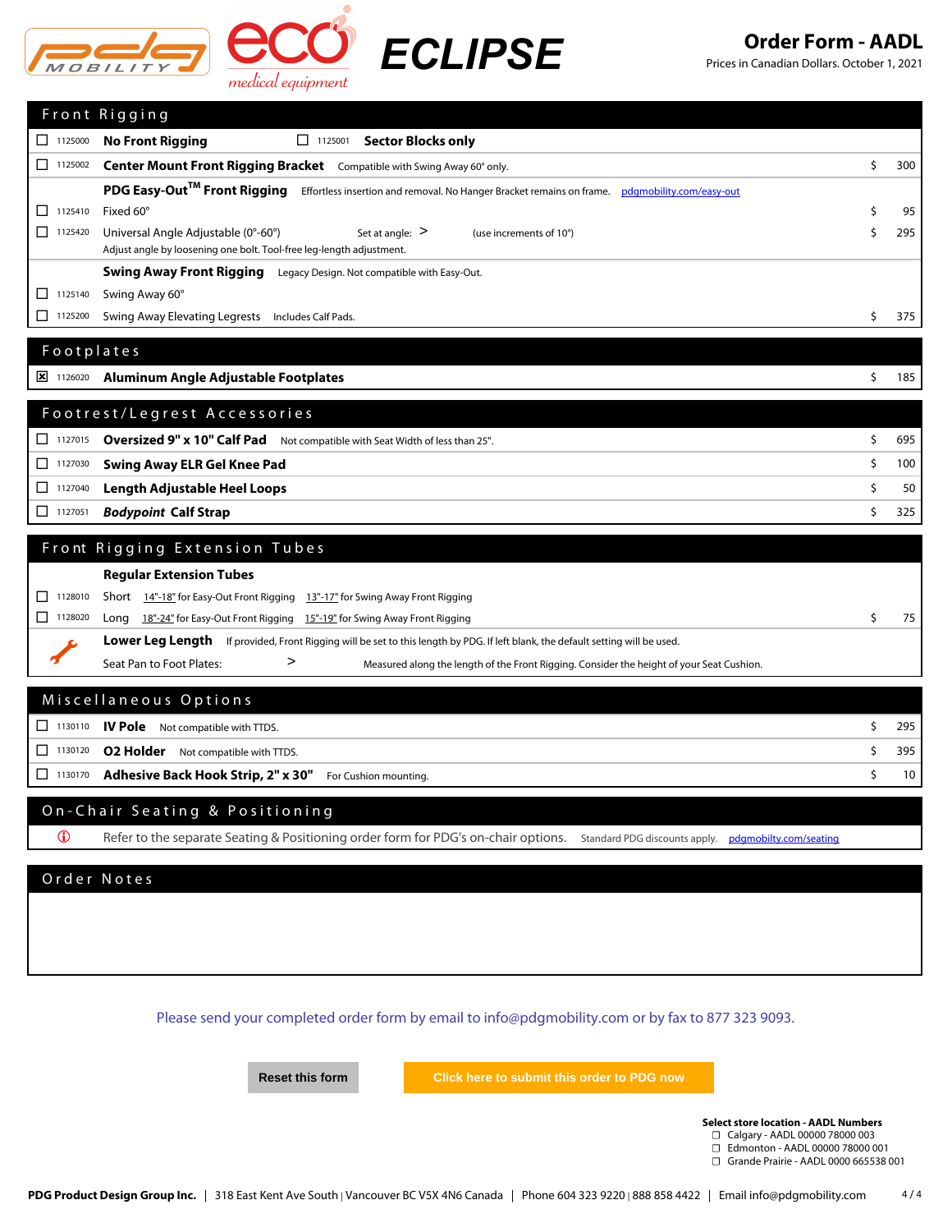# Order Form - AADL

Prices in Canadian Dollars. October 1, 2021

ECLIPSE

## Front Rigging

| | | | |
|---|---|---|---|
| ☐ 1125000 | **No Front Rigging** ☐ 1125001 **Sector Blocks only** | | |
| ☐ 1125002 | **Center Mount Front Rigging Bracket** Compatible with Swing Away 60° only. | $ | 300 |
| | **PDG Easy-Out™ Front Rigging** Effortless insertion and removal. No Hanger Bracket remains on frame. pdgmobility.com/easy-out | | |
| ☐ 1125410 | Fixed 60° | $ | 95 |
| ☐ 1125420 | Universal Angle Adjustable (0°-60°) Set at angle: > (use increments of 10°) Adjust angle by loosening one bolt. Tool-free leg-length adjustment. | $ | 295 |
| | **Swing Away Front Rigging** Legacy Design. Not compatible with Easy-Out. | | |
| ☐ 1125140 | Swing Away 60° | | |
| ☐ 1125200 | Swing Away Elevating Legrests Includes Calf Pads. | $ | 375 |

## Footplates

| | | | |
|---|---|---|---|
| ☒ 1126020 | **Aluminum Angle Adjustable Footplates** | $ | 185 |

## Footrest/Legrest Accessories

| | | | |
|---|---|---|---|
| ☐ 1127015 | **Oversized 9" x 10" Calf Pad** Not compatible with Seat Width of less than 25". | $ | 695 |
| ☐ 1127030 | **Swing Away ELR Gel Knee Pad** | $ | 100 |
| ☐ 1127040 | **Length Adjustable Heel Loops** | $ | 50 |
| ☐ 1127051 | ***Bodypoint* Calf Strap** | $ | 325 |

## Front Rigging Extension Tubes

| | | | |
|---|---|---|---|
| | **Regular Extension Tubes** | | |
| ☐ 1128010 | Short 14"-18" for Easy-Out Front Rigging 13"-17" for Swing Away Front Rigging | | |
| ☐ 1128020 | Long 18"-24" for Easy-Out Front Rigging 15"-19" for Swing Away Front Rigging | $ | 75 |
| | **Lower Leg Length** If provided, Front Rigging will be set to this length by PDG. If left blank, the default setting will be used. | | |
| | Seat Pan to Foot Plates: > Measured along the length of the Front Rigging. Consider the height of your Seat Cushion. | | |

## Miscellaneous Options

| | | | |
|---|---|---|---|
| ☐ 1130110 | **IV Pole** Not compatible with TTDS. | $ | 295 |
| ☐ 1130120 | **O2 Holder** Not compatible with TTDS. | $ | 395 |
| ☐ 1130170 | **Adhesive Back Hook Strip, 2" x 30"** For Cushion mounting. | $ | 10 |

## On-Chair Seating & Positioning

ⓘ Refer to the separate Seating & Positioning order form for PDG's on-chair options. Standard PDG discounts apply. pdgmobilty.com/seating

## Order Notes

Please send your completed order form by email to info@pdgmobility.com or by fax to 877 323 9093.

Reset this form | Click here to submit this order to PDG now

**Select store location - AADL Numbers**

- ☐ Calgary - AADL 00000 78000 003
- ☐ Edmonton - AADL 00000 78000 001
- ☐ Grande Prairie - AADL 0000 665538 001

**PDG Product Design Group Inc.** | 318 East Kent Ave South | Vancouver BC V5X 4N6 Canada | Phone 604 323 9220 | 888 858 4422 | Email info@pdgmobility.com